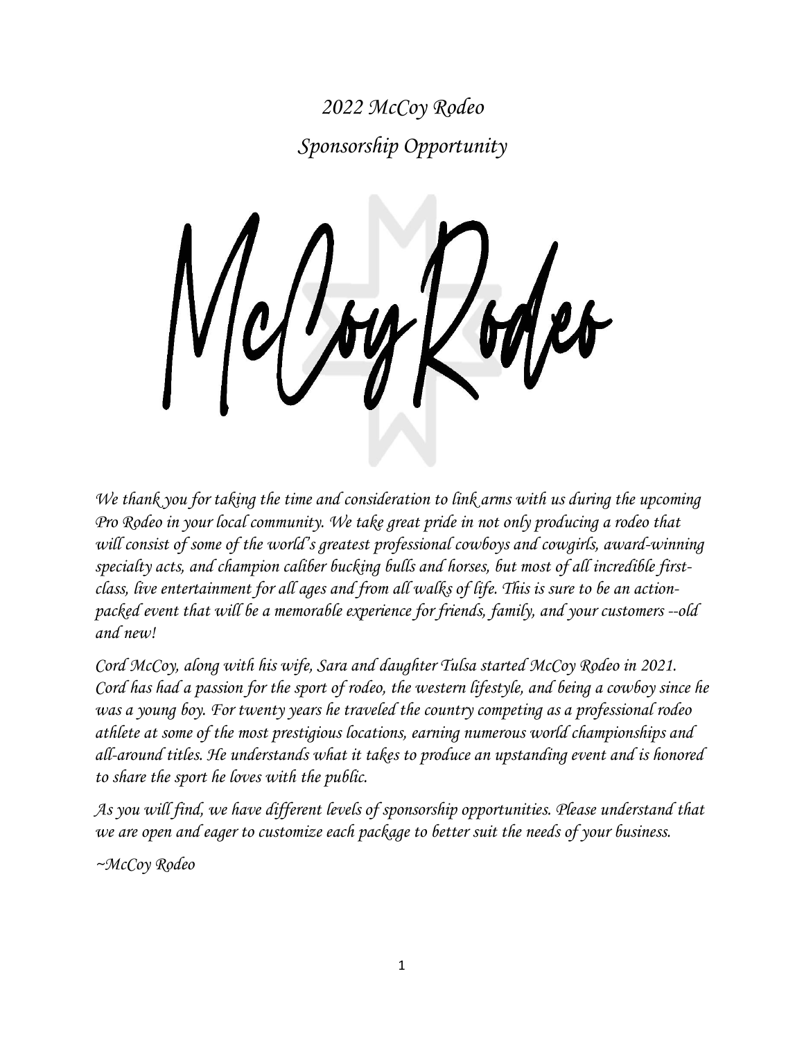*2022 McCoy Rodeo*

*Sponsorship Opportunity*

# McCoy Rodeo

*We thank you for taking the time and consideration to link arms with us during the upcoming Pro Rodeo in your local community. We take great pride in not only producing a rodeo that will consist of some of the world's greatest professional cowboys and cowgirls, award-winning specialty acts, and champion caliber bucking bulls and horses, but most of all incredible first-class, live entertainment for all ages and from all walks of life. This is sure to be an action-packed event that will be a memorable experience for friends, family, and your customers --old and new!*

*Cord McCoy, along with his wife, Sara and daughter Tulsa started McCoy Rodeo in 2021. Cord has had a passion for the sport of rodeo, the western lifestyle, and being a cowboy since he was a young boy. For twenty years he traveled the country competing as a professional rodeo athlete at some of the most prestigious locations, earning numerous world championships and all-around titles. He understands what it takes to produce an upstanding event and is honored to share the sport he loves with the public.*

*As you will find, we have different levels of sponsorship opportunities. Please understand that we are open and eager to customize each package to better suit the needs of your business.*

*~McCoy Rodeo*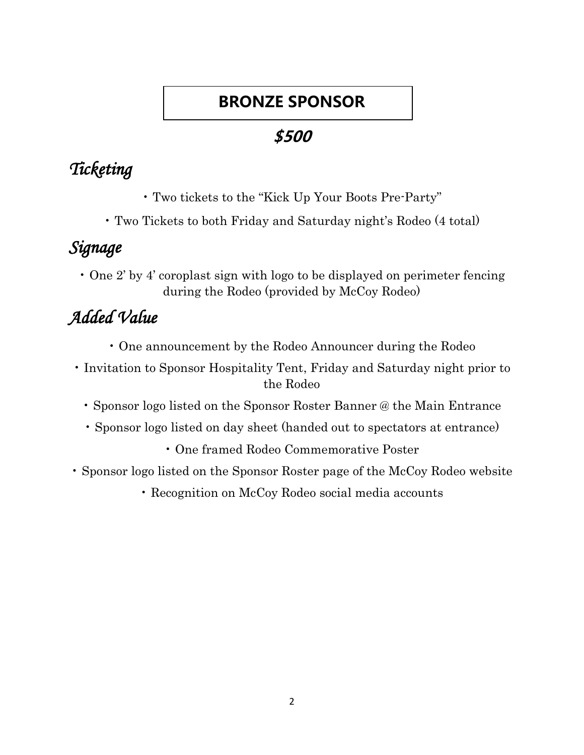# BRONZE SPONSOR

## *$500*

## *Ticketing*

- Two tickets to the "Kick Up Your Boots Pre-Party"
- Two Tickets to both Friday and Saturday night's Rodeo (4 total)

## *Signage*

- One 2' by 4' coroplast sign with logo to be displayed on perimeter fencing during the Rodeo (provided by McCoy Rodeo)

## *Added Value*

- One announcement by the Rodeo Announcer during the Rodeo
- Invitation to Sponsor Hospitality Tent, Friday and Saturday night prior to the Rodeo
- Sponsor logo listed on the Sponsor Roster Banner @ the Main Entrance
- Sponsor logo listed on day sheet (handed out to spectators at entrance)
- One framed Rodeo Commemorative Poster
- Sponsor logo listed on the Sponsor Roster page of the McCoy Rodeo website
- Recognition on McCoy Rodeo social media accounts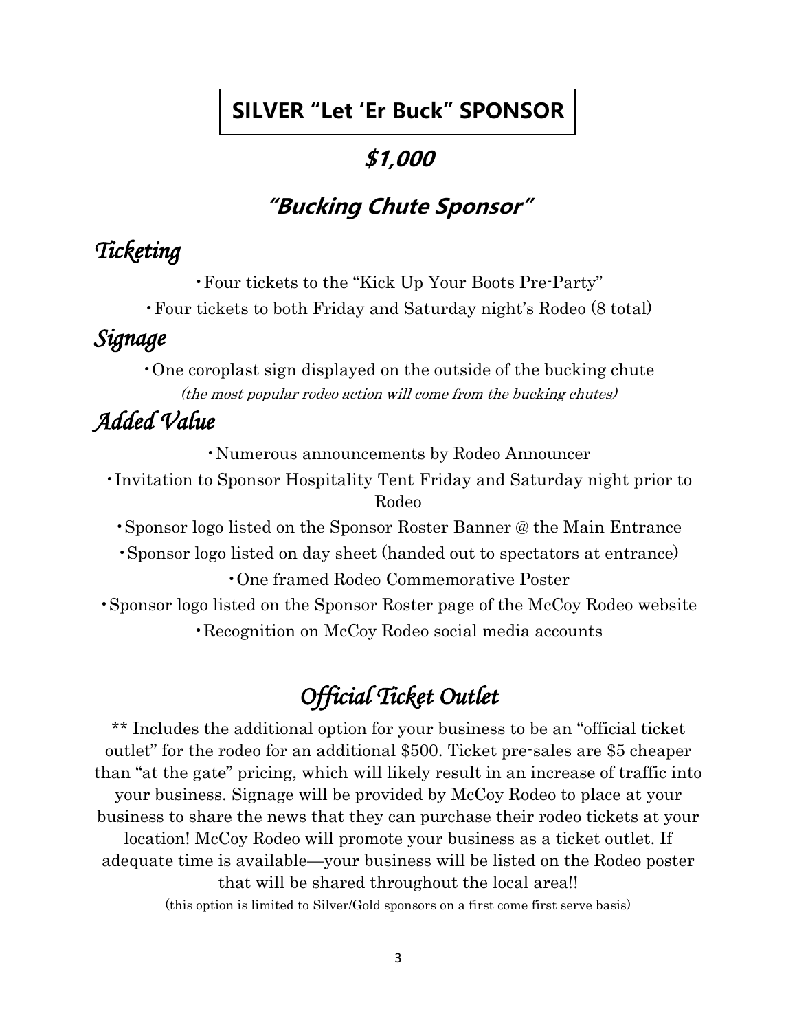# SILVER “Let ‘Er Buck” SPONSOR

## *$1,000*

## *“Bucking Chute Sponsor”*

### *Ticketing*

- Four tickets to the “Kick Up Your Boots Pre-Party”
- Four tickets to both Friday and Saturday night’s Rodeo (8 total)

### *Signage*

- One coroplast sign displayed on the outside of the bucking chute

*(the most popular rodeo action will come from the bucking chutes)*

### *Added Value*

- Numerous announcements by Rodeo Announcer
- Invitation to Sponsor Hospitality Tent Friday and Saturday night prior to Rodeo
- Sponsor logo listed on the Sponsor Roster Banner @ the Main Entrance
- Sponsor logo listed on day sheet (handed out to spectators at entrance)
- One framed Rodeo Commemorative Poster
- Sponsor logo listed on the Sponsor Roster page of the McCoy Rodeo website
- Recognition on McCoy Rodeo social media accounts

## *Official Ticket Outlet*

** Includes the additional option for your business to be an “official ticket outlet” for the rodeo for an additional $500. Ticket pre-sales are $5 cheaper than “at the gate” pricing, which will likely result in an increase of traffic into your business. Signage will be provided by McCoy Rodeo to place at your business to share the news that they can purchase their rodeo tickets at your location! McCoy Rodeo will promote your business as a ticket outlet. If adequate time is available—your business will be listed on the Rodeo poster that will be shared throughout the local area!!

(this option is limited to Silver/Gold sponsors on a first come first serve basis)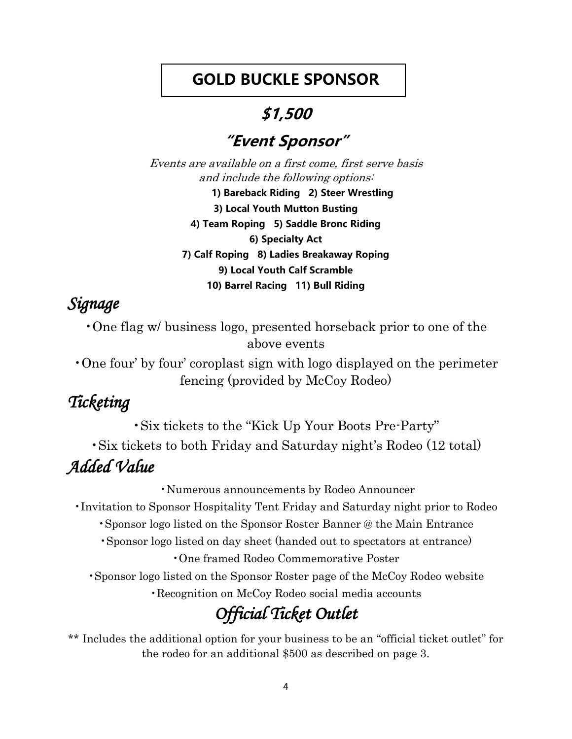# GOLD BUCKLE SPONSOR

## $1,500

## "Event Sponsor"

*Events are available on a first come, first serve basis and include the following options:*

**1) Bareback Riding 2) Steer Wrestling**
**3) Local Youth Mutton Busting**
**4) Team Roping 5) Saddle Bronc Riding**
**6) Specialty Act**
**7) Calf Roping 8) Ladies Breakaway Roping**
**9) Local Youth Calf Scramble**
**10) Barrel Racing 11) Bull Riding**

## *Signage*

- One flag w/ business logo, presented horseback prior to one of the above events
- One four' by four' coroplast sign with logo displayed on the perimeter fencing (provided by McCoy Rodeo)

## *Ticketing*

- Six tickets to the "Kick Up Your Boots Pre-Party"
- Six tickets to both Friday and Saturday night's Rodeo (12 total)

## *Added Value*

- Numerous announcements by Rodeo Announcer
- Invitation to Sponsor Hospitality Tent Friday and Saturday night prior to Rodeo
- Sponsor logo listed on the Sponsor Roster Banner @ the Main Entrance
- Sponsor logo listed on day sheet (handed out to spectators at entrance)
- One framed Rodeo Commemorative Poster
- Sponsor logo listed on the Sponsor Roster page of the McCoy Rodeo website
- Recognition on McCoy Rodeo social media accounts

## *Official Ticket Outlet*

** Includes the additional option for your business to be an "official ticket outlet" for the rodeo for an additional $500 as described on page 3.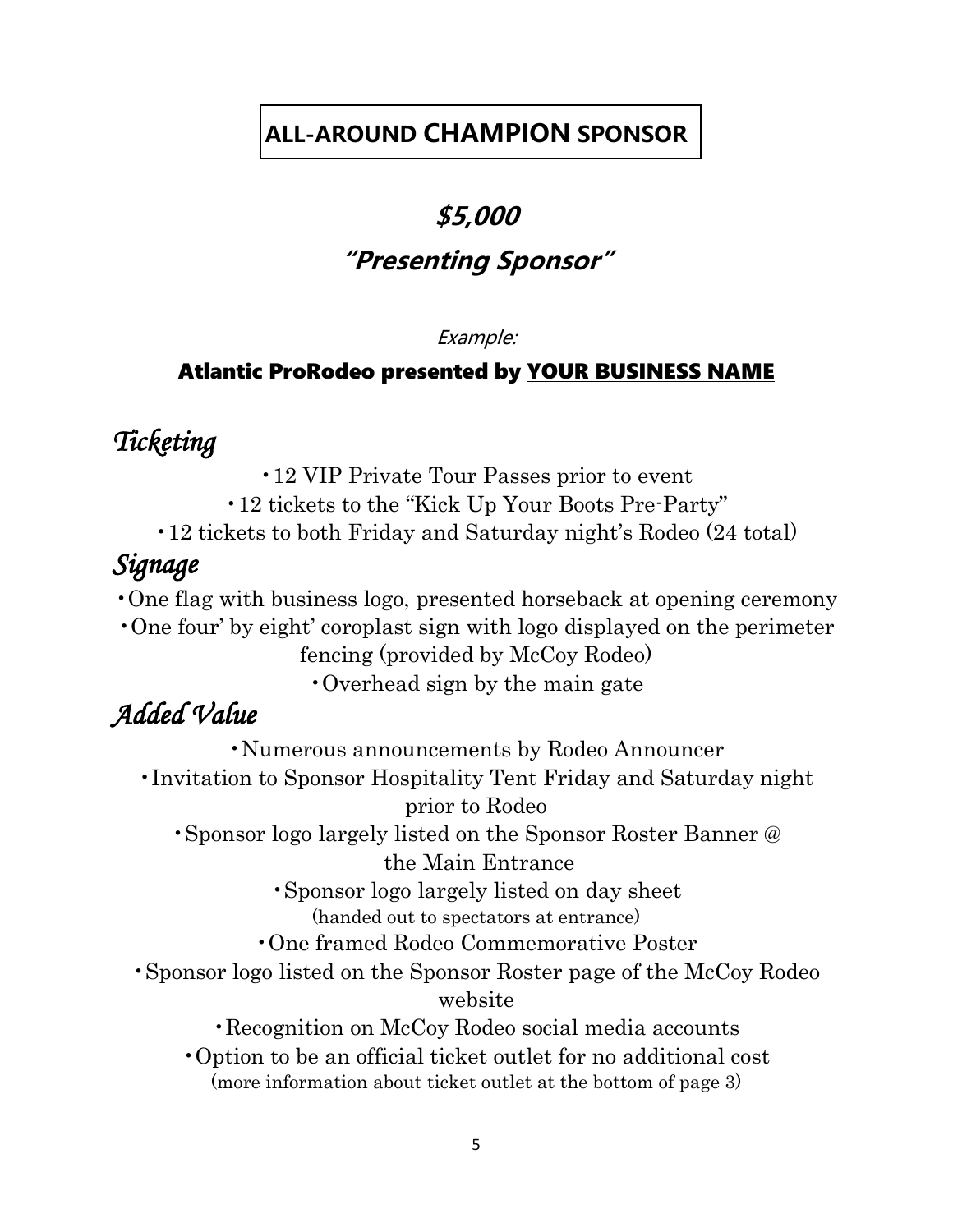# ALL-AROUND CHAMPION SPONSOR

## *$5,000*

## *"Presenting Sponsor"*

*Example:*

**Atlantic ProRodeo presented by <u>YOUR BUSINESS NAME</u>**

## *Ticketing*

- 12 VIP Private Tour Passes prior to event
- 12 tickets to the "Kick Up Your Boots Pre-Party"
- 12 tickets to both Friday and Saturday night's Rodeo (24 total)

## *Signage*

- One flag with business logo, presented horseback at opening ceremony
- One four' by eight' coroplast sign with logo displayed on the perimeter fencing (provided by McCoy Rodeo)
- Overhead sign by the main gate

## *Added Value*

- Numerous announcements by Rodeo Announcer
- Invitation to Sponsor Hospitality Tent Friday and Saturday night prior to Rodeo
- Sponsor logo largely listed on the Sponsor Roster Banner @ the Main Entrance
- Sponsor logo largely listed on day sheet (handed out to spectators at entrance)
- One framed Rodeo Commemorative Poster
- Sponsor logo listed on the Sponsor Roster page of the McCoy Rodeo website
- Recognition on McCoy Rodeo social media accounts
- Option to be an official ticket outlet for no additional cost (more information about ticket outlet at the bottom of page 3)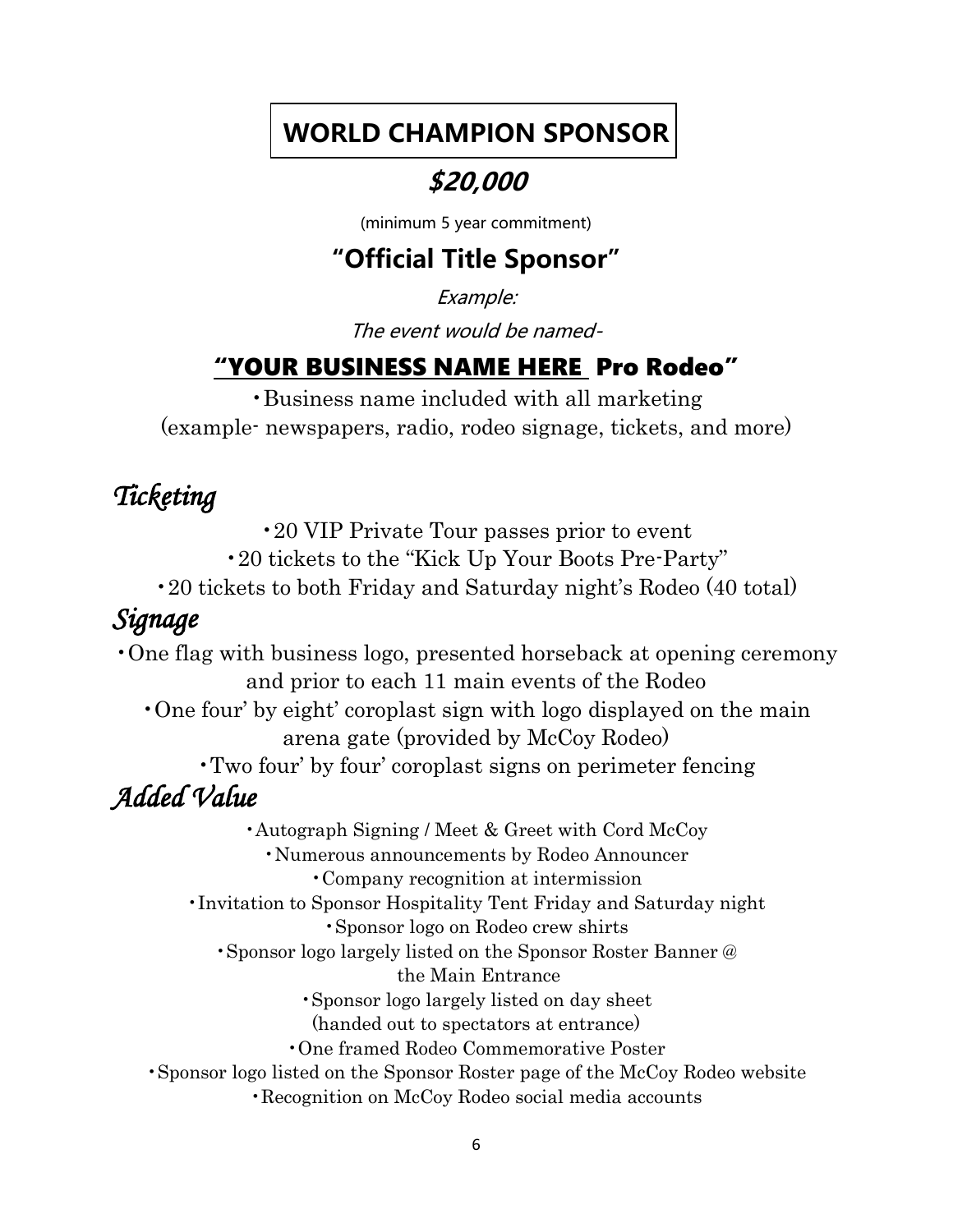# WORLD CHAMPION SPONSOR

## ***$20,000***

(minimum 5 year commitment)

## "Official Title Sponsor"

*Example:*

*The event would be named-*

### "<u>YOUR BUSINESS NAME HERE</u> Pro Rodeo"

- Business name included with all marketing (example- newspapers, radio, rodeo signage, tickets, and more)

## *Ticketing*

- 20 VIP Private Tour passes prior to event
- 20 tickets to the "Kick Up Your Boots Pre-Party"
- 20 tickets to both Friday and Saturday night's Rodeo (40 total)

## *Signage*

- One flag with business logo, presented horseback at opening ceremony and prior to each 11 main events of the Rodeo
- One four' by eight' coroplast sign with logo displayed on the main arena gate (provided by McCoy Rodeo)
- Two four' by four' coroplast signs on perimeter fencing

## *Added Value*

- Autograph Signing / Meet & Greet with Cord McCoy
- Numerous announcements by Rodeo Announcer
- Company recognition at intermission
- Invitation to Sponsor Hospitality Tent Friday and Saturday night
- Sponsor logo on Rodeo crew shirts
- Sponsor logo largely listed on the Sponsor Roster Banner @ the Main Entrance
- Sponsor logo largely listed on day sheet (handed out to spectators at entrance)
- One framed Rodeo Commemorative Poster
- Sponsor logo listed on the Sponsor Roster page of the McCoy Rodeo website
- Recognition on McCoy Rodeo social media accounts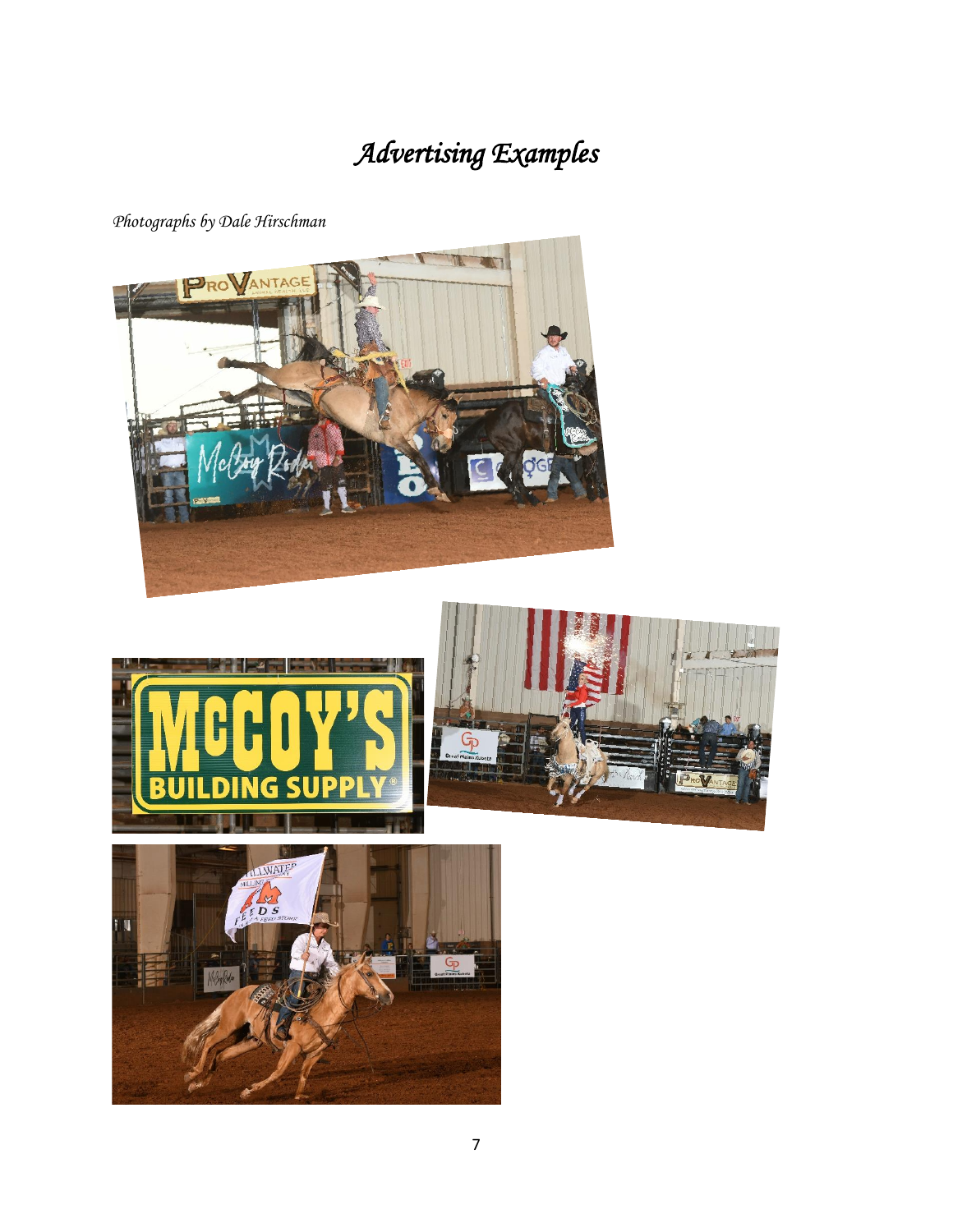# *Advertising Examples*

*Photographs by Dale Hirschman*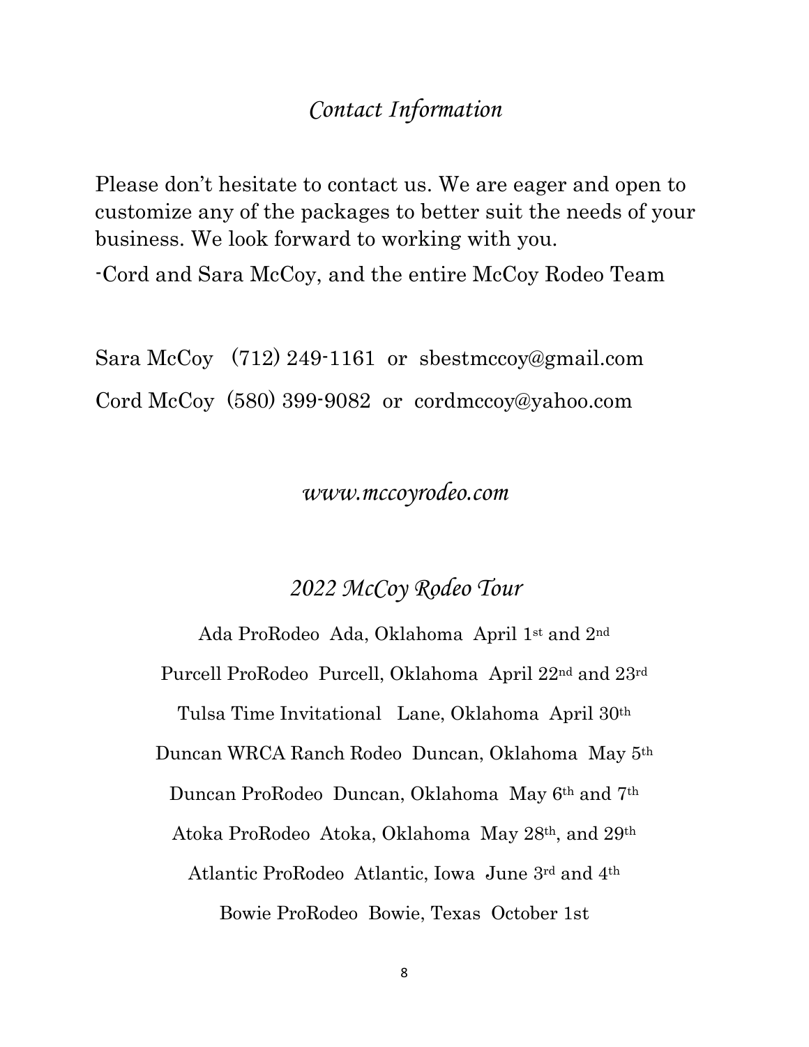## *Contact Information*

Please don't hesitate to contact us. We are eager and open to customize any of the packages to better suit the needs of your business. We look forward to working with you.

-Cord and Sara McCoy, and the entire McCoy Rodeo Team

Sara McCoy (712) 249-1161 or sbestmccoy@gmail.com

Cord McCoy (580) 399-9082 or cordmccoy@yahoo.com

*www.mccoyrodeo.com*

## *2022 McCoy Rodeo Tour*

Ada ProRodeo Ada, Oklahoma April 1st and 2nd

Purcell ProRodeo Purcell, Oklahoma April 22nd and 23rd

Tulsa Time Invitational Lane, Oklahoma April 30th

Duncan WRCA Ranch Rodeo Duncan, Oklahoma May 5th

Duncan ProRodeo Duncan, Oklahoma May 6th and 7th

Atoka ProRodeo Atoka, Oklahoma May 28th, and 29th

Atlantic ProRodeo Atlantic, Iowa June 3rd and 4th

Bowie ProRodeo Bowie, Texas October 1st